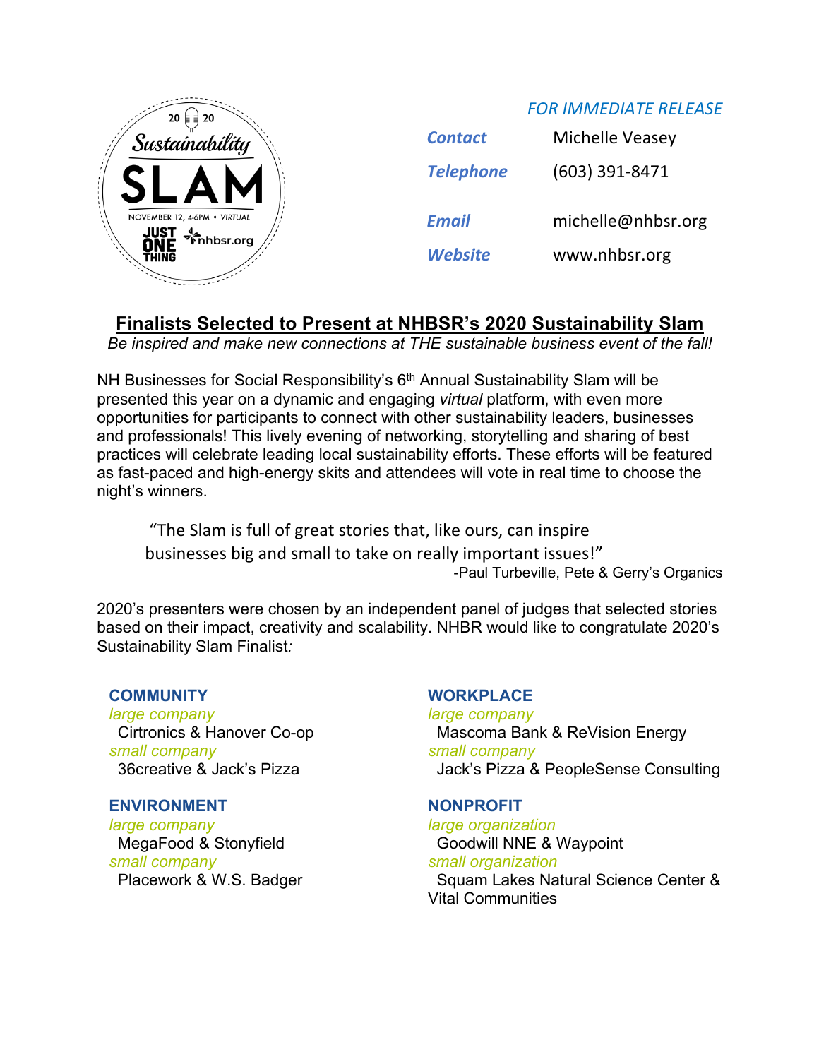2020 Sustainability SLAM

NOVEMBER 12, 4-6PM • VIRTUAL

JUST ONE THING nhbsr.org

*FOR IMMEDIATE RELEASE*

| | |
|---|---|
| ***Contact*** | Michelle Veasey |
| ***Telephone*** | (603) 391-8471 |
| ***Email*** | michelle@nhbsr.org |
| ***Website*** | www.nhbsr.org |

## Finalists Selected to Present at NHBSR's 2020 Sustainability Slam

*Be inspired and make new connections at THE sustainable business event of the fall!*

NH Businesses for Social Responsibility's 6th Annual Sustainability Slam will be presented this year on a dynamic and engaging *virtual* platform, with even more opportunities for participants to connect with other sustainability leaders, businesses and professionals! This lively evening of networking, storytelling and sharing of best practices will celebrate leading local sustainability efforts. These efforts will be featured as fast-paced and high-energy skits and attendees will vote in real time to choose the night's winners.

> "The Slam is full of great stories that, like ours, can inspire businesses big and small to take on really important issues!"
>
> -Paul Turbeville, Pete & Gerry's Organics

2020's presenters were chosen by an independent panel of judges that selected stories based on their impact, creativity and scalability. NHBR would like to congratulate 2020's Sustainability Slam Finalist*:*

### COMMUNITY

*large company*
Cirtronics & Hanover Co-op

*small company*
36creative & Jack's Pizza

### ENVIRONMENT

*large company*
MegaFood & Stonyfield

*small company*
Placework & W.S. Badger

### WORKPLACE

*large company*
Mascoma Bank & ReVision Energy

*small company*
Jack's Pizza & PeopleSense Consulting

### NONPROFIT

*large organization*
Goodwill NNE & Waypoint

*small organization*
Squam Lakes Natural Science Center & Vital Communities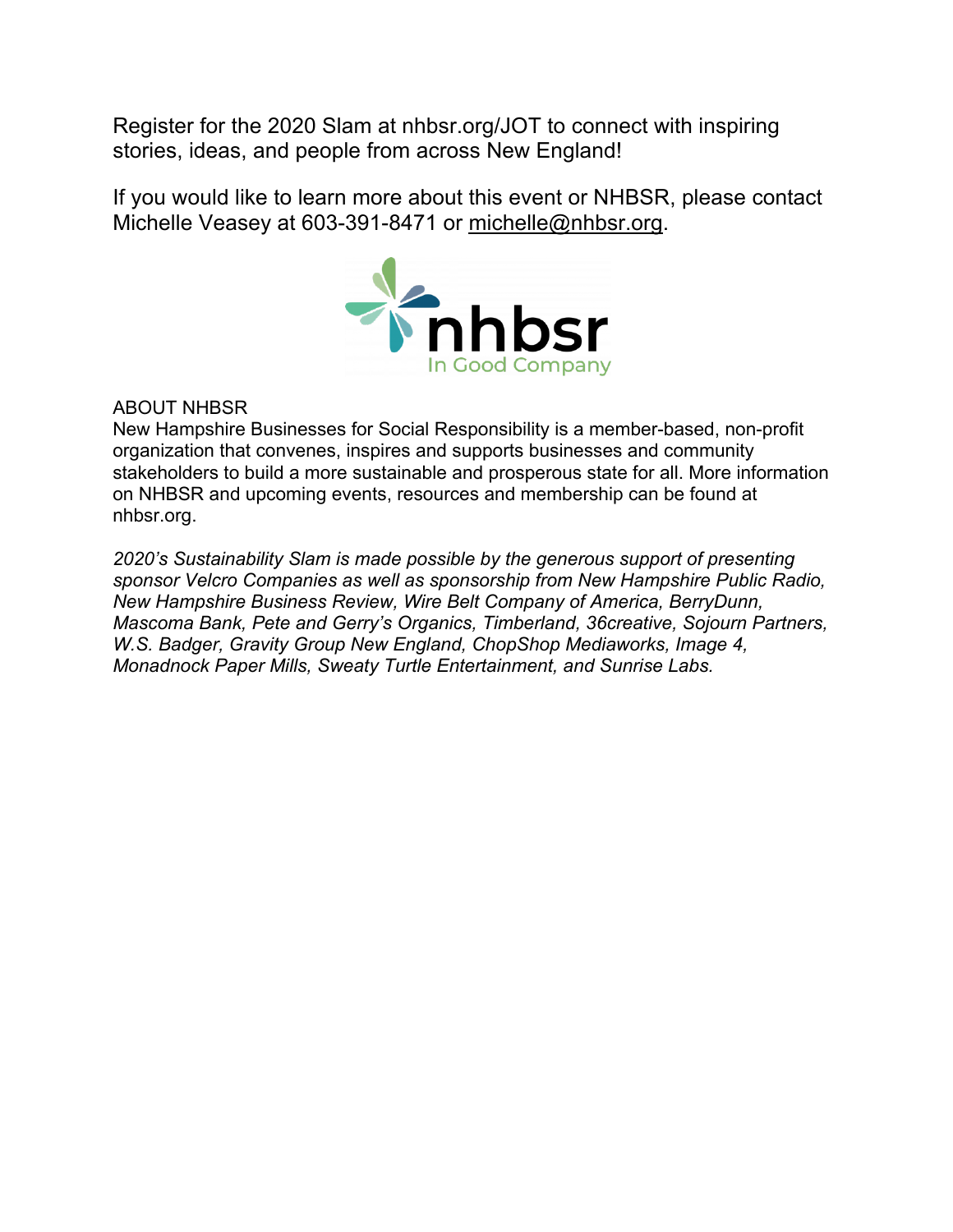Register for the 2020 Slam at nhbsr.org/JOT to connect with inspiring stories, ideas, and people from across New England!

If you would like to learn more about this event or NHBSR, please contact Michelle Veasey at 603-391-8471 or michelle@nhbsr.org.

nhbsr
In Good Company

ABOUT NHBSR
New Hampshire Businesses for Social Responsibility is a member-based, non-profit organization that convenes, inspires and supports businesses and community stakeholders to build a more sustainable and prosperous state for all. More information on NHBSR and upcoming events, resources and membership can be found at nhbsr.org.

*2020's Sustainability Slam is made possible by the generous support of presenting sponsor Velcro Companies as well as sponsorship from New Hampshire Public Radio, New Hampshire Business Review, Wire Belt Company of America, BerryDunn, Mascoma Bank, Pete and Gerry's Organics, Timberland, 36creative, Sojourn Partners, W.S. Badger, Gravity Group New England, ChopShop Mediaworks, Image 4, Monadnock Paper Mills, Sweaty Turtle Entertainment, and Sunrise Labs.*